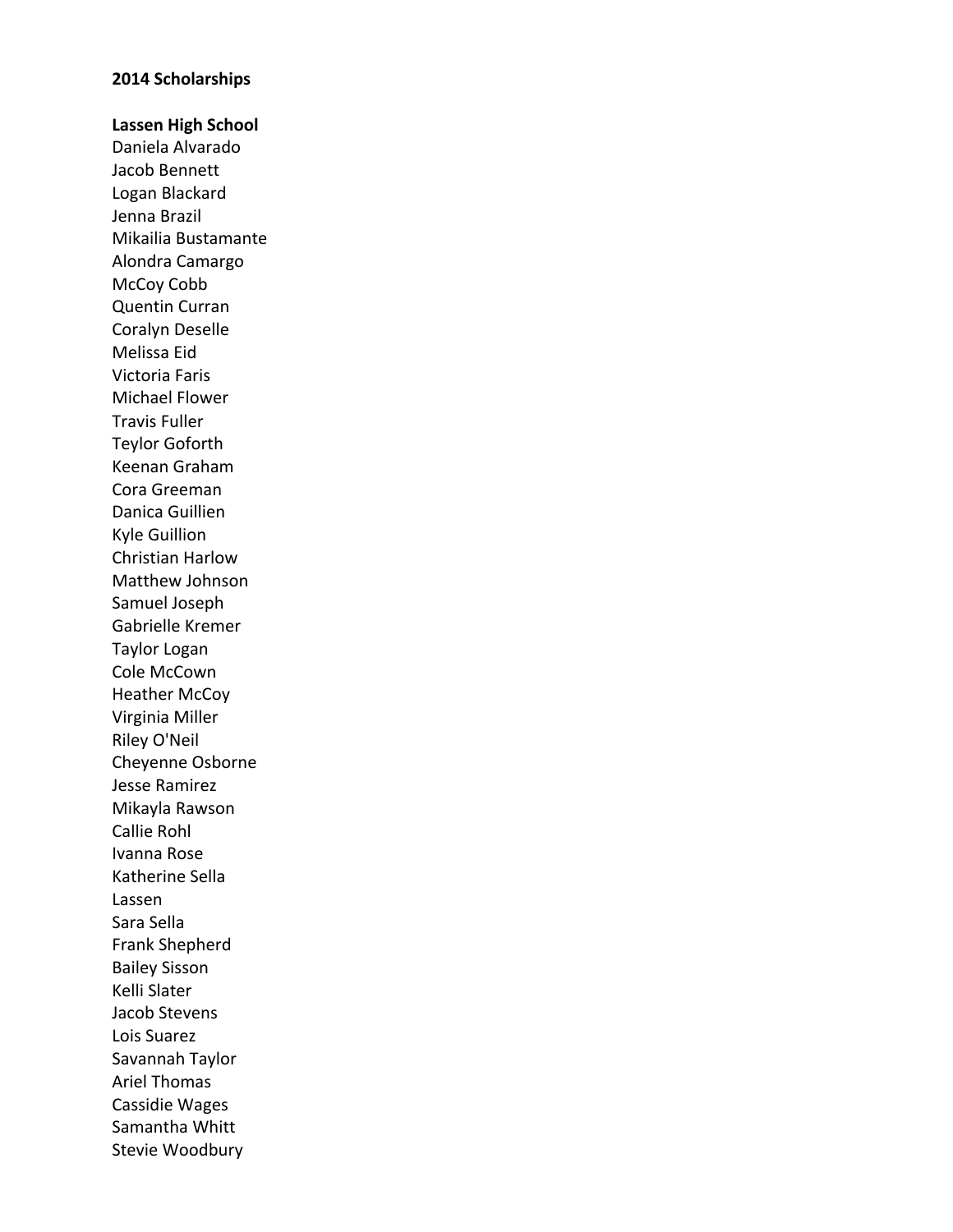**2014 Scholarships**

**Lassen High School**

Daniela Alvarado
Jacob Bennett
Logan Blackard
Jenna Brazil
Mikailia Bustamante
Alondra Camargo
McCoy Cobb
Quentin Curran
Coralyn Deselle
Melissa Eid
Victoria Faris
Michael Flower
Travis Fuller
Teylor Goforth
Keenan Graham
Cora Greeman
Danica Guillien
Kyle Guillion
Christian Harlow
Matthew Johnson
Samuel Joseph
Gabrielle Kremer
Taylor Logan
Cole McCown
Heather McCoy
Virginia Miller
Riley O'Neil
Cheyenne Osborne
Jesse Ramirez
Mikayla Rawson
Callie Rohl
Ivanna Rose
Katherine Sella
Lassen
Sara Sella
Frank Shepherd
Bailey Sisson
Kelli Slater
Jacob Stevens
Lois Suarez
Savannah Taylor
Ariel Thomas
Cassidie Wages
Samantha Whitt
Stevie Woodbury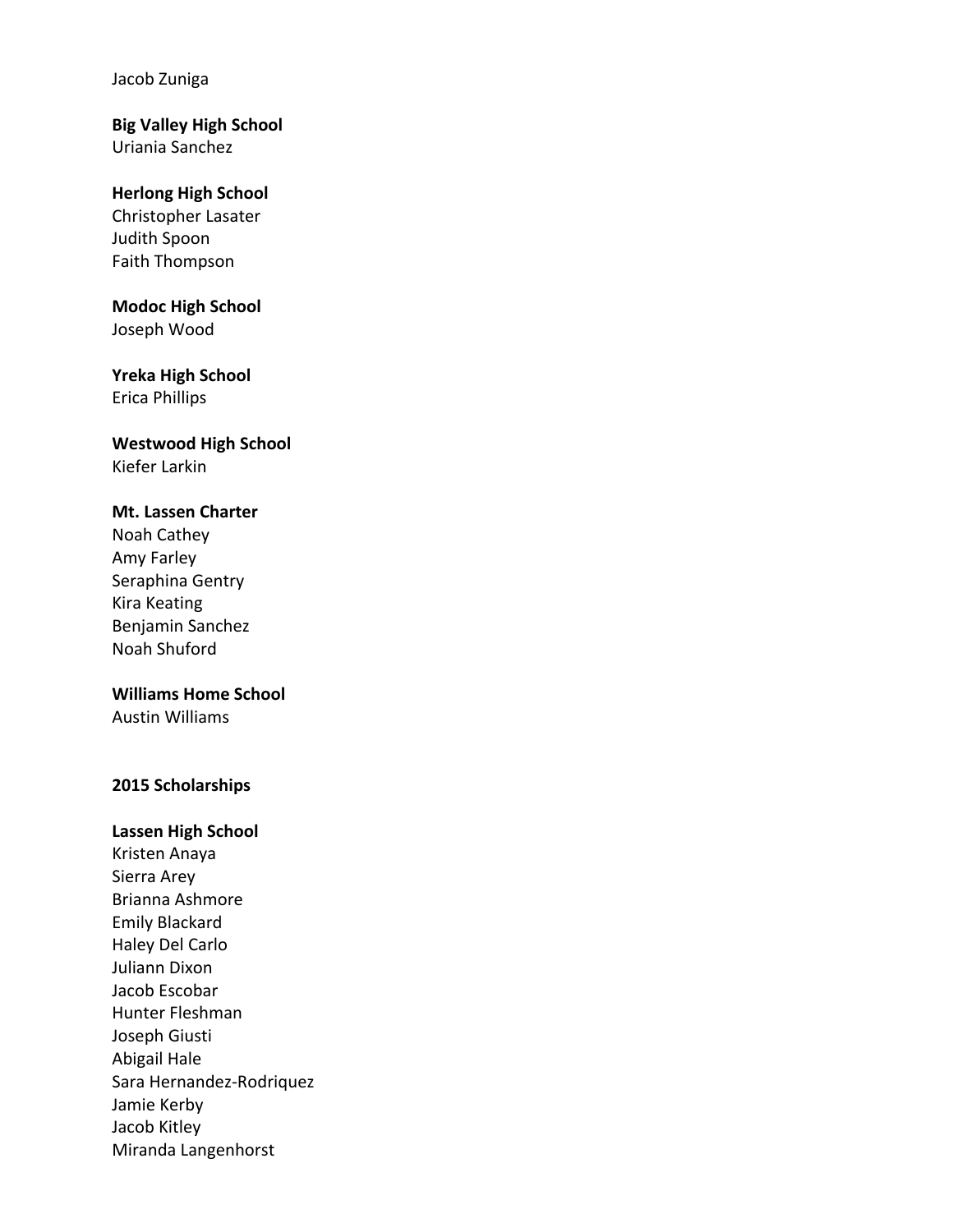Jacob Zuniga

**Big Valley High School**
Uriania Sanchez

**Herlong High School**
Christopher Lasater
Judith Spoon
Faith Thompson

**Modoc High School**
Joseph Wood

**Yreka High School**
Erica Phillips

**Westwood High School**
Kiefer Larkin

**Mt. Lassen Charter**
Noah Cathey
Amy Farley
Seraphina Gentry
Kira Keating
Benjamin Sanchez
Noah Shuford

**Williams Home School**
Austin Williams

**2015 Scholarships**

**Lassen High School**
Kristen Anaya
Sierra Arey
Brianna Ashmore
Emily Blackard
Haley Del Carlo
Juliann Dixon
Jacob Escobar
Hunter Fleshman
Joseph Giusti
Abigail Hale
Sara Hernandez-Rodriquez
Jamie Kerby
Jacob Kitley
Miranda Langenhorst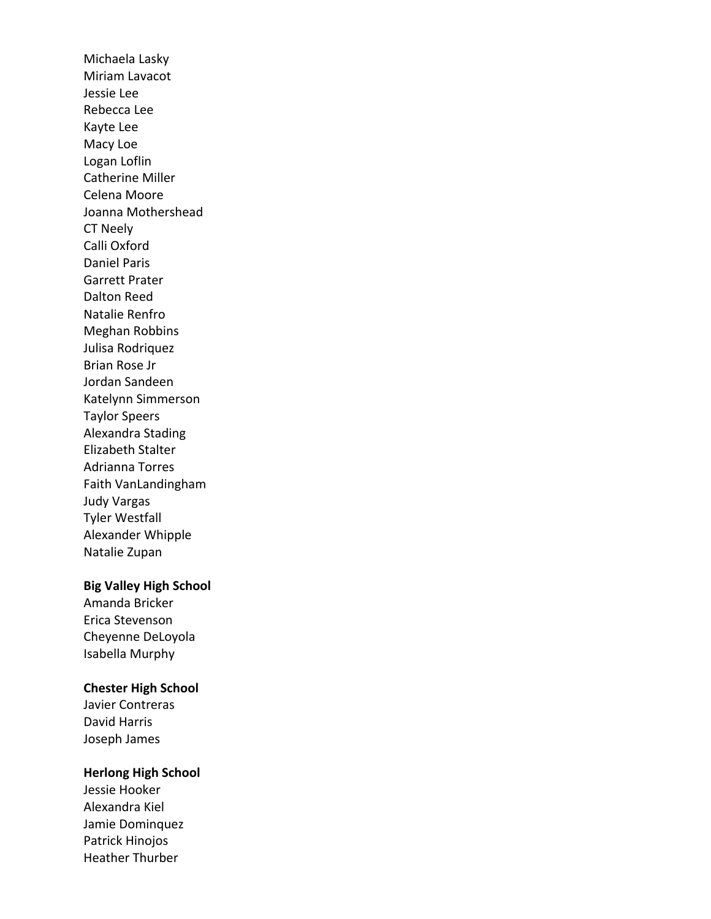Michaela Lasky
Miriam Lavacot
Jessie Lee
Rebecca Lee
Kayte Lee
Macy Loe
Logan Loflin
Catherine Miller
Celena Moore
Joanna Mothershead
CT Neely
Calli Oxford
Daniel Paris
Garrett Prater
Dalton Reed
Natalie Renfro
Meghan Robbins
Julisa Rodriquez
Brian Rose Jr
Jordan Sandeen
Katelynn Simmerson
Taylor Speers
Alexandra Stading
Elizabeth Stalter
Adrianna Torres
Faith VanLandingham
Judy Vargas
Tyler Westfall
Alexander Whipple
Natalie Zupan

**Big Valley High School**
Amanda Bricker
Erica Stevenson
Cheyenne DeLoyola
Isabella Murphy

**Chester High School**
Javier Contreras
David Harris
Joseph James

**Herlong High School**
Jessie Hooker
Alexandra Kiel
Jamie Dominquez
Patrick Hinojos
Heather Thurber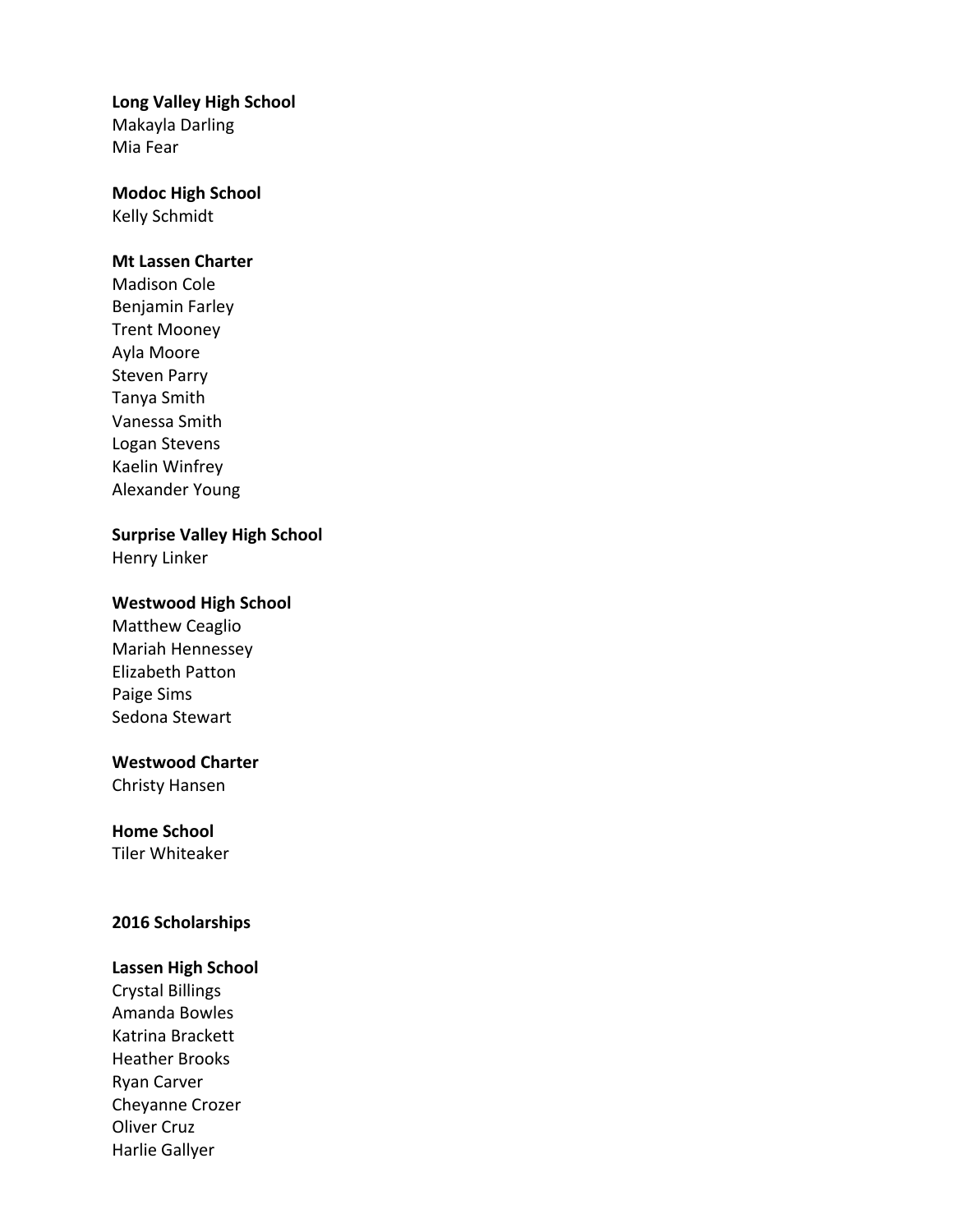**Long Valley High School**
Makayla Darling
Mia Fear

**Modoc High School**
Kelly Schmidt

**Mt Lassen Charter**
Madison Cole
Benjamin Farley
Trent Mooney
Ayla Moore
Steven Parry
Tanya Smith
Vanessa Smith
Logan Stevens
Kaelin Winfrey
Alexander Young

**Surprise Valley High School**
Henry Linker

**Westwood High School**
Matthew Ceaglio
Mariah Hennessey
Elizabeth Patton
Paige Sims
Sedona Stewart

**Westwood Charter**
Christy Hansen

**Home School**
Tiler Whiteaker

## 2016 Scholarships

**Lassen High School**
Crystal Billings
Amanda Bowles
Katrina Brackett
Heather Brooks
Ryan Carver
Cheyanne Crozer
Oliver Cruz
Harlie Gallyer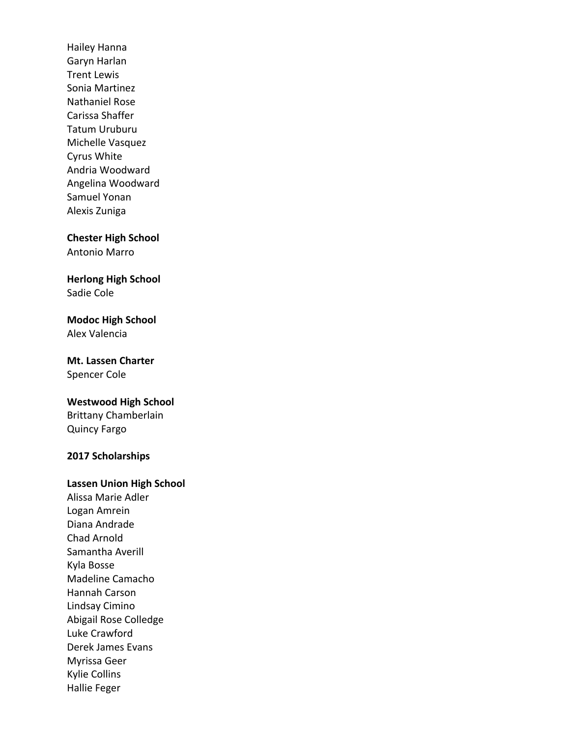Hailey Hanna
Garyn Harlan
Trent Lewis
Sonia Martinez
Nathaniel Rose
Carissa Shaffer
Tatum Uruburu
Michelle Vasquez
Cyrus White
Andria Woodward
Angelina Woodward
Samuel Yonan
Alexis Zuniga

**Chester High School**
Antonio Marro

**Herlong High School**
Sadie Cole

**Modoc High School**
Alex Valencia

**Mt. Lassen Charter**
Spencer Cole

**Westwood High School**
Brittany Chamberlain
Quincy Fargo

**2017 Scholarships**

**Lassen Union High School**
Alissa Marie Adler
Logan Amrein
Diana Andrade
Chad Arnold
Samantha Averill
Kyla Bosse
Madeline Camacho
Hannah Carson
Lindsay Cimino
Abigail Rose Colledge
Luke Crawford
Derek James Evans
Myrissa Geer
Kylie Collins
Hallie Feger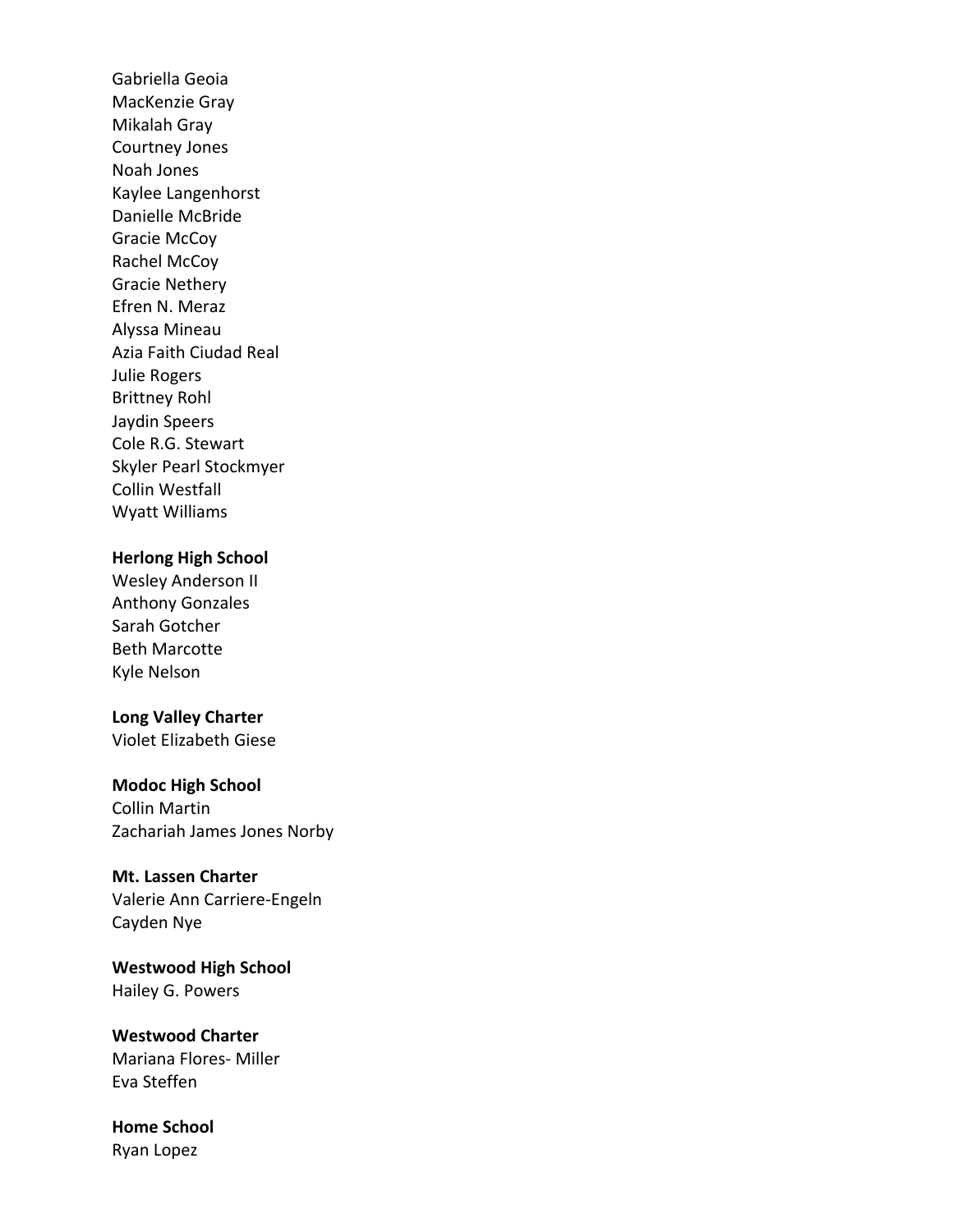Gabriella Geoia
MacKenzie Gray
Mikalah Gray
Courtney Jones
Noah Jones
Kaylee Langenhorst
Danielle McBride
Gracie McCoy
Rachel McCoy
Gracie Nethery
Efren N. Meraz
Alyssa Mineau
Azia Faith Ciudad Real
Julie Rogers
Brittney Rohl
Jaydin Speers
Cole R.G. Stewart
Skyler Pearl Stockmyer
Collin Westfall
Wyatt Williams

**Herlong High School**
Wesley Anderson II
Anthony Gonzales
Sarah Gotcher
Beth Marcotte
Kyle Nelson

**Long Valley Charter**
Violet Elizabeth Giese

**Modoc High School**
Collin Martin
Zachariah James Jones Norby

**Mt. Lassen Charter**
Valerie Ann Carriere-Engeln
Cayden Nye

**Westwood High School**
Hailey G. Powers

**Westwood Charter**
Mariana Flores- Miller
Eva Steffen

**Home School**
Ryan Lopez